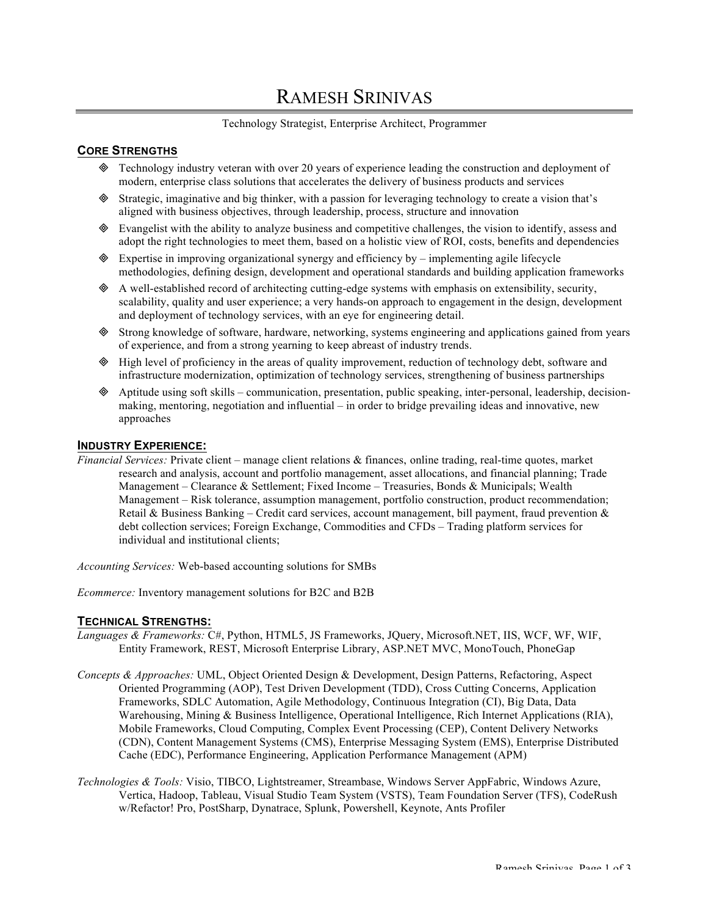# RAMESH SRINIVAS

Technology Strategist, Enterprise Architect, Programmer

## CORE STRENGTHS

- Technology industry veteran with over 20 years of experience leading the construction and deployment of modern, enterprise class solutions that accelerates the delivery of business products and services
- Strategic, imaginative and big thinker, with a passion for leveraging technology to create a vision that's aligned with business objectives, through leadership, process, structure and innovation
- Evangelist with the ability to analyze business and competitive challenges, the vision to identify, assess and adopt the right technologies to meet them, based on a holistic view of ROI, costs, benefits and dependencies
- Expertise in improving organizational synergy and efficiency by – implementing agile lifecycle methodologies, defining design, development and operational standards and building application frameworks
- A well-established record of architecting cutting-edge systems with emphasis on extensibility, security, scalability, quality and user experience; a very hands-on approach to engagement in the design, development and deployment of technology services, with an eye for engineering detail.
- Strong knowledge of software, hardware, networking, systems engineering and applications gained from years of experience, and from a strong yearning to keep abreast of industry trends.
- High level of proficiency in the areas of quality improvement, reduction of technology debt, software and infrastructure modernization, optimization of technology services, strengthening of business partnerships
- Aptitude using soft skills – communication, presentation, public speaking, inter-personal, leadership, decision-making, mentoring, negotiation and influential – in order to bridge prevailing ideas and innovative, new approaches

## INDUSTRY EXPERIENCE:

*Financial Services:* Private client – manage client relations & finances, online trading, real-time quotes, market research and analysis, account and portfolio management, asset allocations, and financial planning; Trade Management – Clearance & Settlement; Fixed Income – Treasuries, Bonds & Municipals; Wealth Management – Risk tolerance, assumption management, portfolio construction, product recommendation; Retail & Business Banking – Credit card services, account management, bill payment, fraud prevention & debt collection services; Foreign Exchange, Commodities and CFDs – Trading platform services for individual and institutional clients;

*Accounting Services:* Web-based accounting solutions for SMBs

*Ecommerce:* Inventory management solutions for B2C and B2B

## TECHNICAL STRENGTHS:

*Languages & Frameworks:* C#, Python, HTML5, JS Frameworks, JQuery, Microsoft.NET, IIS, WCF, WF, WIF, Entity Framework, REST, Microsoft Enterprise Library, ASP.NET MVC, MonoTouch, PhoneGap

*Concepts & Approaches:* UML, Object Oriented Design & Development, Design Patterns, Refactoring, Aspect Oriented Programming (AOP), Test Driven Development (TDD), Cross Cutting Concerns, Application Frameworks, SDLC Automation, Agile Methodology, Continuous Integration (CI), Big Data, Data Warehousing, Mining & Business Intelligence, Operational Intelligence, Rich Internet Applications (RIA), Mobile Frameworks, Cloud Computing, Complex Event Processing (CEP), Content Delivery Networks (CDN), Content Management Systems (CMS), Enterprise Messaging System (EMS), Enterprise Distributed Cache (EDC), Performance Engineering, Application Performance Management (APM)

*Technologies & Tools:* Visio, TIBCO, Lightstreamer, Streambase, Windows Server AppFabric, Windows Azure, Vertica, Hadoop, Tableau, Visual Studio Team System (VSTS), Team Foundation Server (TFS), CodeRush w/Refactor! Pro, PostSharp, Dynatrace, Splunk, Powershell, Keynote, Ants Profiler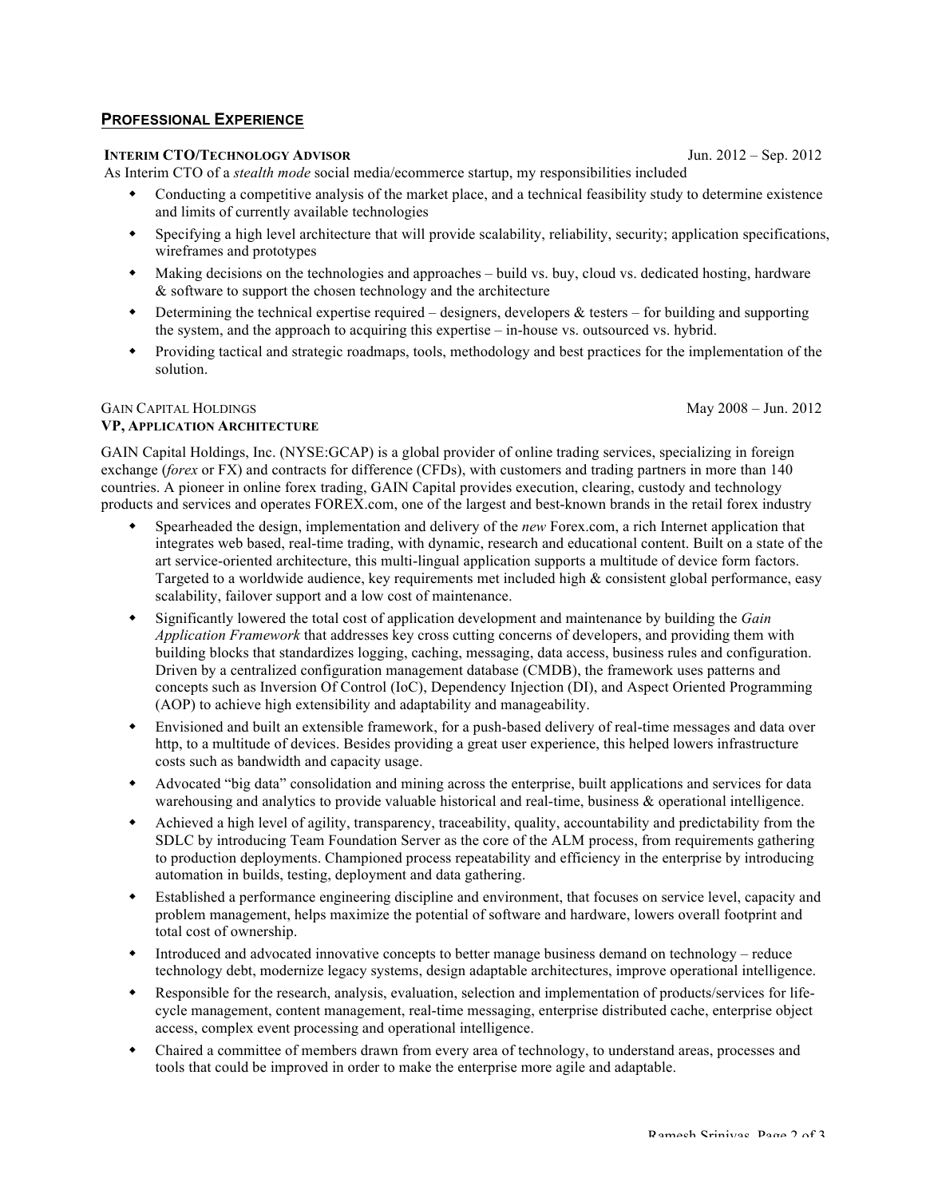## PROFESSIONAL EXPERIENCE

**INTERIM CTO/TECHNOLOGY ADVISOR** Jun. 2012 – Sep. 2012

As Interim CTO of a *stealth mode* social media/ecommerce startup, my responsibilities included

- Conducting a competitive analysis of the market place, and a technical feasibility study to determine existence and limits of currently available technologies
- Specifying a high level architecture that will provide scalability, reliability, security; application specifications, wireframes and prototypes
- Making decisions on the technologies and approaches – build vs. buy, cloud vs. dedicated hosting, hardware & software to support the chosen technology and the architecture
- Determining the technical expertise required – designers, developers & testers – for building and supporting the system, and the approach to acquiring this expertise – in-house vs. outsourced vs. hybrid.
- Providing tactical and strategic roadmaps, tools, methodology and best practices for the implementation of the solution.

GAIN CAPITAL HOLDINGS May 2008 – Jun. 2012

**VP, APPLICATION ARCHITECTURE**

GAIN Capital Holdings, Inc. (NYSE:GCAP) is a global provider of online trading services, specializing in foreign exchange (*forex* or FX) and contracts for difference (CFDs), with customers and trading partners in more than 140 countries. A pioneer in online forex trading, GAIN Capital provides execution, clearing, custody and technology products and services and operates FOREX.com, one of the largest and best-known brands in the retail forex industry

- Spearheaded the design, implementation and delivery of the *new* Forex.com, a rich Internet application that integrates web based, real-time trading, with dynamic, research and educational content. Built on a state of the art service-oriented architecture, this multi-lingual application supports a multitude of device form factors. Targeted to a worldwide audience, key requirements met included high & consistent global performance, easy scalability, failover support and a low cost of maintenance.
- Significantly lowered the total cost of application development and maintenance by building the *Gain Application Framework* that addresses key cross cutting concerns of developers, and providing them with building blocks that standardizes logging, caching, messaging, data access, business rules and configuration. Driven by a centralized configuration management database (CMDB), the framework uses patterns and concepts such as Inversion Of Control (IoC), Dependency Injection (DI), and Aspect Oriented Programming (AOP) to achieve high extensibility and adaptability and manageability.
- Envisioned and built an extensible framework, for a push-based delivery of real-time messages and data over http, to a multitude of devices. Besides providing a great user experience, this helped lowers infrastructure costs such as bandwidth and capacity usage.
- Advocated "big data" consolidation and mining across the enterprise, built applications and services for data warehousing and analytics to provide valuable historical and real-time, business & operational intelligence.
- Achieved a high level of agility, transparency, traceability, quality, accountability and predictability from the SDLC by introducing Team Foundation Server as the core of the ALM process, from requirements gathering to production deployments. Championed process repeatability and efficiency in the enterprise by introducing automation in builds, testing, deployment and data gathering.
- Established a performance engineering discipline and environment, that focuses on service level, capacity and problem management, helps maximize the potential of software and hardware, lowers overall footprint and total cost of ownership.
- Introduced and advocated innovative concepts to better manage business demand on technology – reduce technology debt, modernize legacy systems, design adaptable architectures, improve operational intelligence.
- Responsible for the research, analysis, evaluation, selection and implementation of products/services for life-cycle management, content management, real-time messaging, enterprise distributed cache, enterprise object access, complex event processing and operational intelligence.
- Chaired a committee of members drawn from every area of technology, to understand areas, processes and tools that could be improved in order to make the enterprise more agile and adaptable.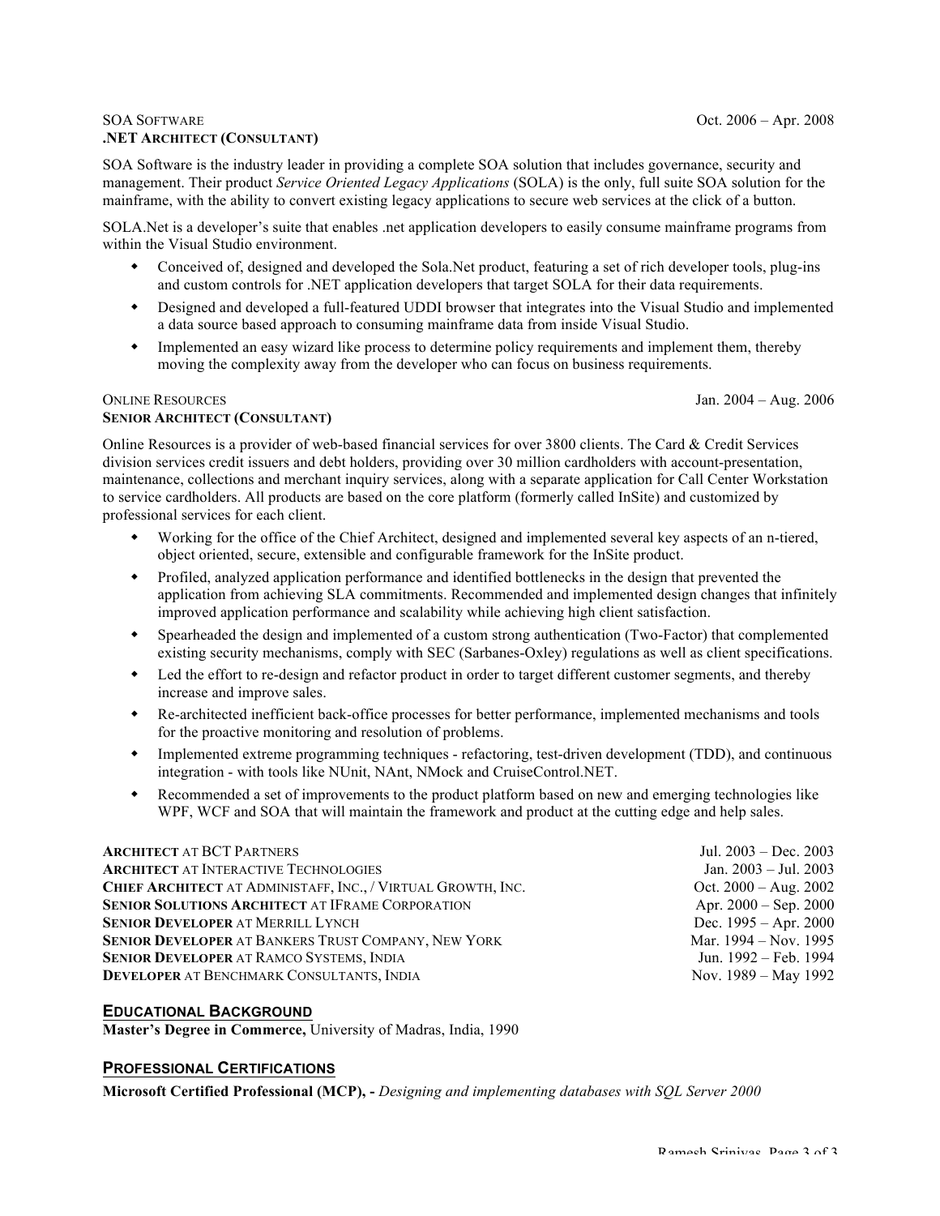SOA SOFTWARE Oct. 2006 – Apr. 2008
**.NET ARCHITECT (CONSULTANT)**

SOA Software is the industry leader in providing a complete SOA solution that includes governance, security and management. Their product *Service Oriented Legacy Applications* (SOLA) is the only, full suite SOA solution for the mainframe, with the ability to convert existing legacy applications to secure web services at the click of a button.

SOLA.Net is a developer's suite that enables .net application developers to easily consume mainframe programs from within the Visual Studio environment.

- Conceived of, designed and developed the Sola.Net product, featuring a set of rich developer tools, plug-ins and custom controls for .NET application developers that target SOLA for their data requirements.
- Designed and developed a full-featured UDDI browser that integrates into the Visual Studio and implemented a data source based approach to consuming mainframe data from inside Visual Studio.
- Implemented an easy wizard like process to determine policy requirements and implement them, thereby moving the complexity away from the developer who can focus on business requirements.

ONLINE RESOURCES Jan. 2004 – Aug. 2006
**SENIOR ARCHITECT (CONSULTANT)**

Online Resources is a provider of web-based financial services for over 3800 clients. The Card & Credit Services division services credit issuers and debt holders, providing over 30 million cardholders with account-presentation, maintenance, collections and merchant inquiry services, along with a separate application for Call Center Workstation to service cardholders. All products are based on the core platform (formerly called InSite) and customized by professional services for each client.

- Working for the office of the Chief Architect, designed and implemented several key aspects of an n-tiered, object oriented, secure, extensible and configurable framework for the InSite product.
- Profiled, analyzed application performance and identified bottlenecks in the design that prevented the application from achieving SLA commitments. Recommended and implemented design changes that infinitely improved application performance and scalability while achieving high client satisfaction.
- Spearheaded the design and implemented of a custom strong authentication (Two-Factor) that complemented existing security mechanisms, comply with SEC (Sarbanes-Oxley) regulations as well as client specifications.
- Led the effort to re-design and refactor product in order to target different customer segments, and thereby increase and improve sales.
- Re-architected inefficient back-office processes for better performance, implemented mechanisms and tools for the proactive monitoring and resolution of problems.
- Implemented extreme programming techniques - refactoring, test-driven development (TDD), and continuous integration - with tools like NUnit, NAnt, NMock and CruiseControl.NET.
- Recommended a set of improvements to the product platform based on new and emerging technologies like WPF, WCF and SOA that will maintain the framework and product at the cutting edge and help sales.

**ARCHITECT** AT BCT PARTNERS Jul. 2003 – Dec. 2003
**ARCHITECT** AT INTERACTIVE TECHNOLOGIES Jan. 2003 – Jul. 2003
**CHIEF ARCHITECT** AT ADMINISTAFF, INC., / VIRTUAL GROWTH, INC. Oct. 2000 – Aug. 2002
**SENIOR SOLUTIONS ARCHITECT** AT IFRAME CORPORATION Apr. 2000 – Sep. 2000
**SENIOR DEVELOPER** AT MERRILL LYNCH Dec. 1995 – Apr. 2000
**SENIOR DEVELOPER** AT BANKERS TRUST COMPANY, NEW YORK Mar. 1994 – Nov. 1995
**SENIOR DEVELOPER** AT RAMCO SYSTEMS, INDIA Jun. 1992 – Feb. 1994
**DEVELOPER** AT BENCHMARK CONSULTANTS, INDIA Nov. 1989 – May 1992

## EDUCATIONAL BACKGROUND

**Master's Degree in Commerce,** University of Madras, India, 1990

## PROFESSIONAL CERTIFICATIONS

**Microsoft Certified Professional (MCP), -** *Designing and implementing databases with SQL Server 2000*